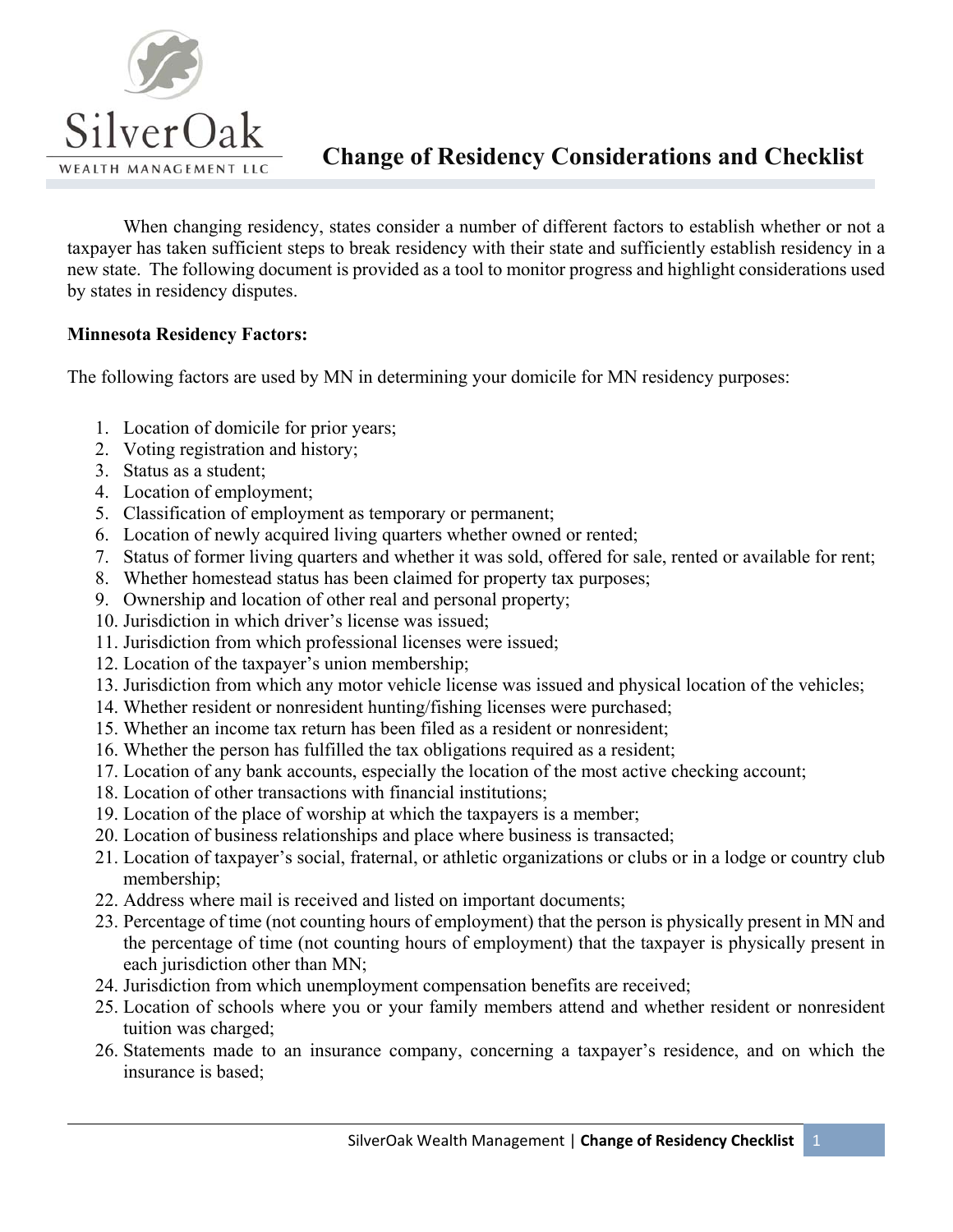# Change of Residency Considerations and Checklist

When changing residency, states consider a number of different factors to establish whether or not a taxpayer has taken sufficient steps to break residency with their state and sufficiently establish residency in a new state. The following document is provided as a tool to monitor progress and highlight considerations used by states in residency disputes.

**Minnesota Residency Factors:**

The following factors are used by MN in determining your domicile for MN residency purposes:

1. Location of domicile for prior years;
2. Voting registration and history;
3. Status as a student;
4. Location of employment;
5. Classification of employment as temporary or permanent;
6. Location of newly acquired living quarters whether owned or rented;
7. Status of former living quarters and whether it was sold, offered for sale, rented or available for rent;
8. Whether homestead status has been claimed for property tax purposes;
9. Ownership and location of other real and personal property;
10. Jurisdiction in which driver's license was issued;
11. Jurisdiction from which professional licenses were issued;
12. Location of the taxpayer's union membership;
13. Jurisdiction from which any motor vehicle license was issued and physical location of the vehicles;
14. Whether resident or nonresident hunting/fishing licenses were purchased;
15. Whether an income tax return has been filed as a resident or nonresident;
16. Whether the person has fulfilled the tax obligations required as a resident;
17. Location of any bank accounts, especially the location of the most active checking account;
18. Location of other transactions with financial institutions;
19. Location of the place of worship at which the taxpayers is a member;
20. Location of business relationships and place where business is transacted;
21. Location of taxpayer's social, fraternal, or athletic organizations or clubs or in a lodge or country club membership;
22. Address where mail is received and listed on important documents;
23. Percentage of time (not counting hours of employment) that the person is physically present in MN and the percentage of time (not counting hours of employment) that the taxpayer is physically present in each jurisdiction other than MN;
24. Jurisdiction from which unemployment compensation benefits are received;
25. Location of schools where you or your family members attend and whether resident or nonresident tuition was charged;
26. Statements made to an insurance company, concerning a taxpayer's residence, and on which the insurance is based;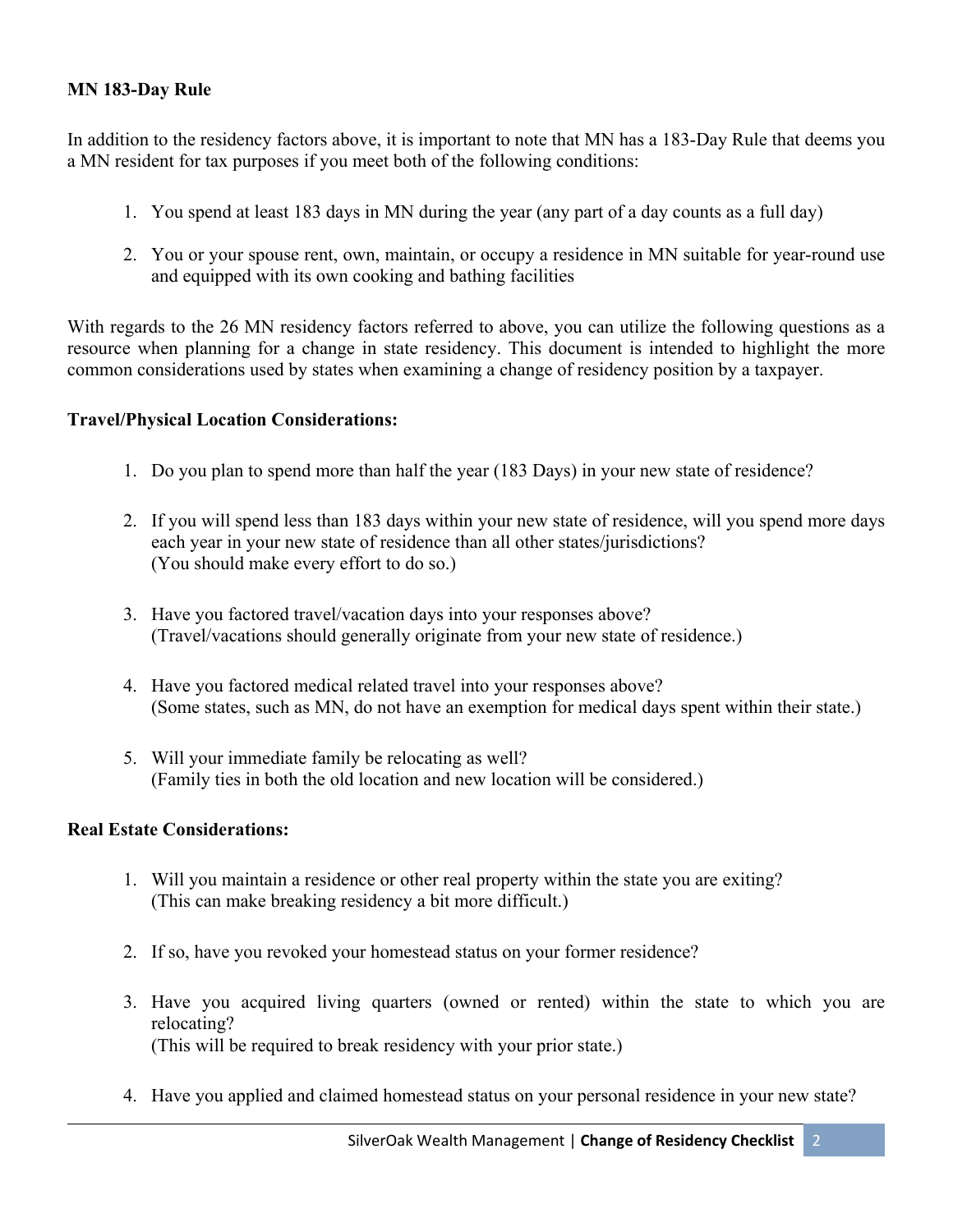**MN 183-Day Rule**

In addition to the residency factors above, it is important to note that MN has a 183-Day Rule that deems you a MN resident for tax purposes if you meet both of the following conditions:

1. You spend at least 183 days in MN during the year (any part of a day counts as a full day)
2. You or your spouse rent, own, maintain, or occupy a residence in MN suitable for year-round use and equipped with its own cooking and bathing facilities

With regards to the 26 MN residency factors referred to above, you can utilize the following questions as a resource when planning for a change in state residency. This document is intended to highlight the more common considerations used by states when examining a change of residency position by a taxpayer.

**Travel/Physical Location Considerations:**

1. Do you plan to spend more than half the year (183 Days) in your new state of residence?
2. If you will spend less than 183 days within your new state of residence, will you spend more days each year in your new state of residence than all other states/jurisdictions?
   (You should make every effort to do so.)
3. Have you factored travel/vacation days into your responses above?
   (Travel/vacations should generally originate from your new state of residence.)
4. Have you factored medical related travel into your responses above?
   (Some states, such as MN, do not have an exemption for medical days spent within their state.)
5. Will your immediate family be relocating as well?
   (Family ties in both the old location and new location will be considered.)

**Real Estate Considerations:**

1. Will you maintain a residence or other real property within the state you are exiting?
   (This can make breaking residency a bit more difficult.)
2. If so, have you revoked your homestead status on your former residence?
3. Have you acquired living quarters (owned or rented) within the state to which you are relocating?
   (This will be required to break residency with your prior state.)
4. Have you applied and claimed homestead status on your personal residence in your new state?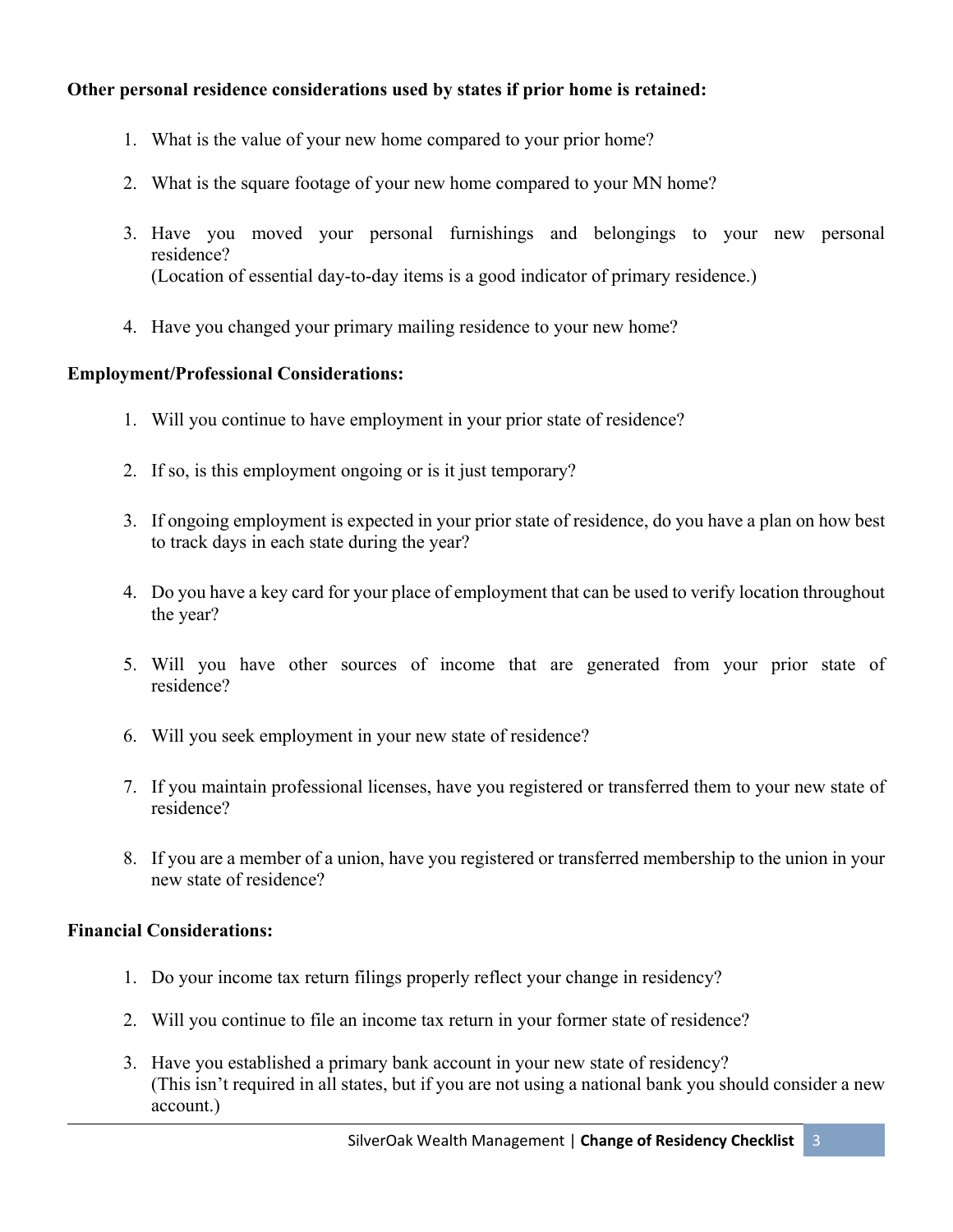**Other personal residence considerations used by states if prior home is retained:**

1. What is the value of your new home compared to your prior home?
2. What is the square footage of your new home compared to your MN home?
3. Have you moved your personal furnishings and belongings to your new personal residence?
   (Location of essential day-to-day items is a good indicator of primary residence.)
4. Have you changed your primary mailing residence to your new home?

**Employment/Professional Considerations:**

1. Will you continue to have employment in your prior state of residence?
2. If so, is this employment ongoing or is it just temporary?
3. If ongoing employment is expected in your prior state of residence, do you have a plan on how best to track days in each state during the year?
4. Do you have a key card for your place of employment that can be used to verify location throughout the year?
5. Will you have other sources of income that are generated from your prior state of residence?
6. Will you seek employment in your new state of residence?
7. If you maintain professional licenses, have you registered or transferred them to your new state of residence?
8. If you are a member of a union, have you registered or transferred membership to the union in your new state of residence?

**Financial Considerations:**

1. Do your income tax return filings properly reflect your change in residency?
2. Will you continue to file an income tax return in your former state of residence?
3. Have you established a primary bank account in your new state of residency?
   (This isn't required in all states, but if you are not using a national bank you should consider a new account.)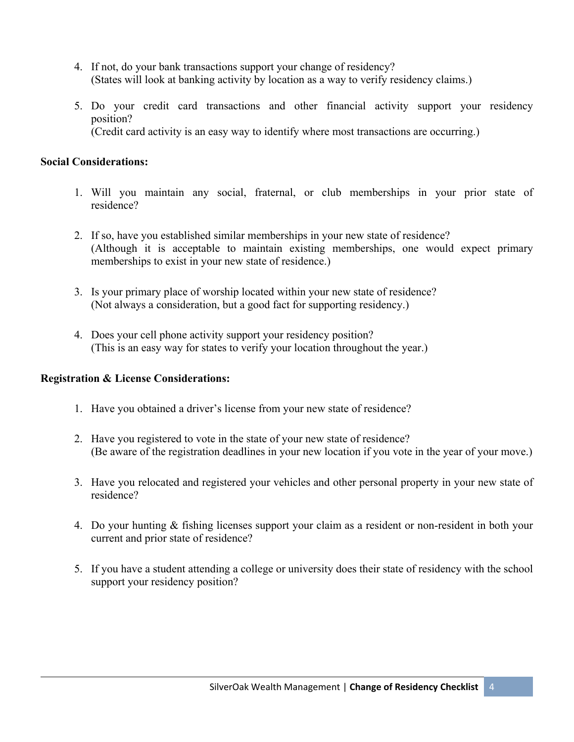4. If not, do your bank transactions support your change of residency?
   (States will look at banking activity by location as a way to verify residency claims.)

5. Do your credit card transactions and other financial activity support your residency position?
   (Credit card activity is an easy way to identify where most transactions are occurring.)

**Social Considerations:**

1. Will you maintain any social, fraternal, or club memberships in your prior state of residence?

2. If so, have you established similar memberships in your new state of residence?
   (Although it is acceptable to maintain existing memberships, one would expect primary memberships to exist in your new state of residence.)

3. Is your primary place of worship located within your new state of residence?
   (Not always a consideration, but a good fact for supporting residency.)

4. Does your cell phone activity support your residency position?
   (This is an easy way for states to verify your location throughout the year.)

**Registration & License Considerations:**

1. Have you obtained a driver's license from your new state of residence?

2. Have you registered to vote in the state of your new state of residence?
   (Be aware of the registration deadlines in your new location if you vote in the year of your move.)

3. Have you relocated and registered your vehicles and other personal property in your new state of residence?

4. Do your hunting & fishing licenses support your claim as a resident or non-resident in both your current and prior state of residence?

5. If you have a student attending a college or university does their state of residency with the school support your residency position?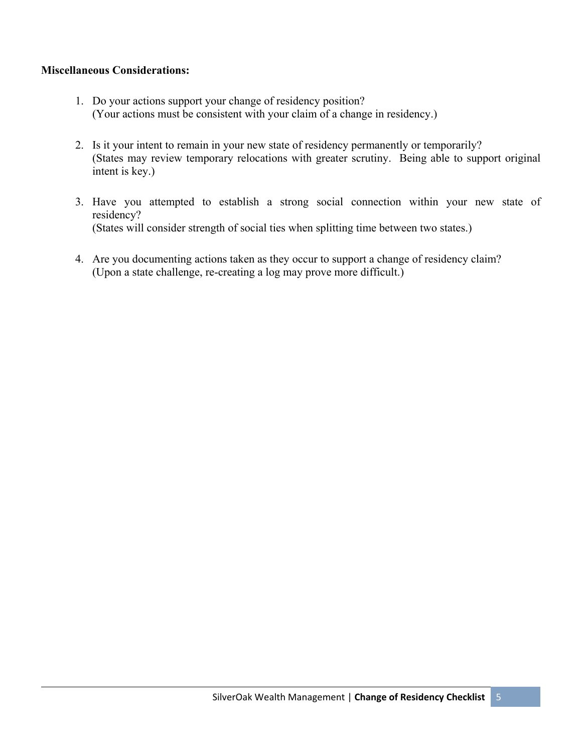**Miscellaneous Considerations:**

1. Do your actions support your change of residency position?
   (Your actions must be consistent with your claim of a change in residency.)

2. Is it your intent to remain in your new state of residency permanently or temporarily?
   (States may review temporary relocations with greater scrutiny. Being able to support original intent is key.)

3. Have you attempted to establish a strong social connection within your new state of residency?
   (States will consider strength of social ties when splitting time between two states.)

4. Are you documenting actions taken as they occur to support a change of residency claim?
   (Upon a state challenge, re-creating a log may prove more difficult.)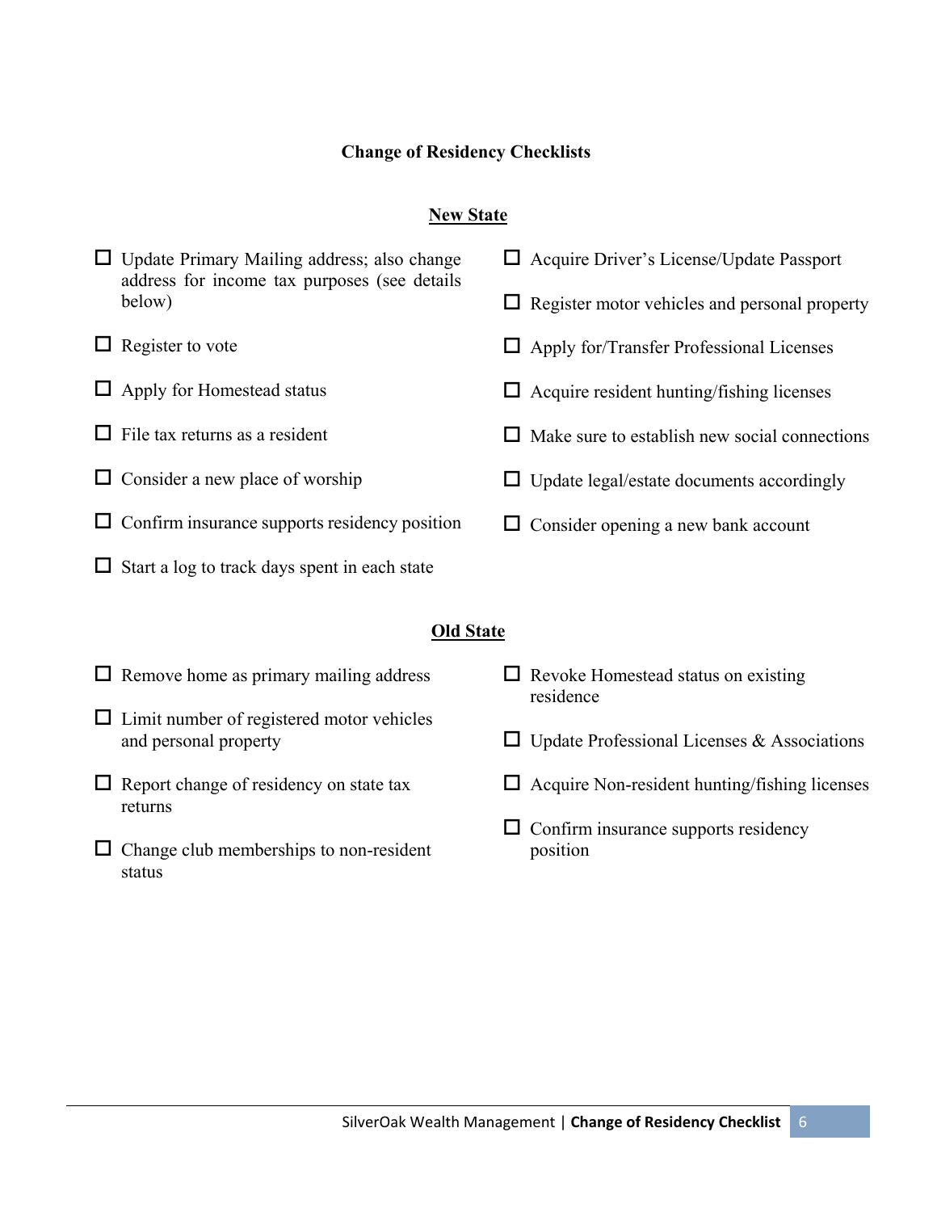## Change of Residency Checklists

### New State

- ☐ Update Primary Mailing address; also change address for income tax purposes (see details below)
- ☐ Register to vote
- ☐ Apply for Homestead status
- ☐ File tax returns as a resident
- ☐ Consider a new place of worship
- ☐ Confirm insurance supports residency position
- ☐ Start a log to track days spent in each state
- ☐ Acquire Driver's License/Update Passport
- ☐ Register motor vehicles and personal property
- ☐ Apply for/Transfer Professional Licenses
- ☐ Acquire resident hunting/fishing licenses
- ☐ Make sure to establish new social connections
- ☐ Update legal/estate documents accordingly
- ☐ Consider opening a new bank account

### Old State

- ☐ Remove home as primary mailing address
- ☐ Limit number of registered motor vehicles and personal property
- ☐ Report change of residency on state tax returns
- ☐ Change club memberships to non-resident status
- ☐ Revoke Homestead status on existing residence
- ☐ Update Professional Licenses & Associations
- ☐ Acquire Non-resident hunting/fishing licenses
- ☐ Confirm insurance supports residency position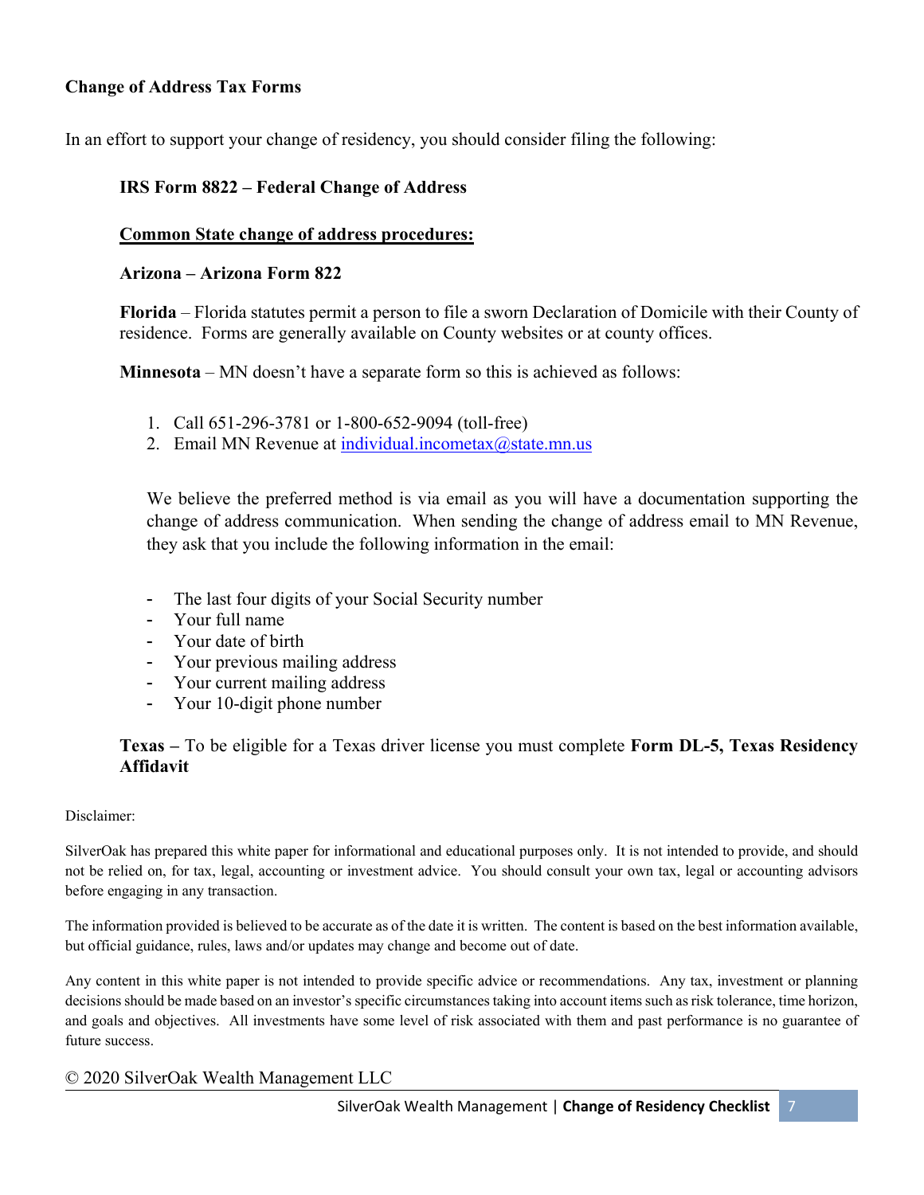**Change of Address Tax Forms**

In an effort to support your change of residency, you should consider filing the following:

**IRS Form 8822 – Federal Change of Address**

**Common State change of address procedures:**

**Arizona – Arizona Form 822**

**Florida** – Florida statutes permit a person to file a sworn Declaration of Domicile with their County of residence. Forms are generally available on County websites or at county offices.

**Minnesota** – MN doesn't have a separate form so this is achieved as follows:

1. Call 651-296-3781 or 1-800-652-9094 (toll-free)
2. Email MN Revenue at individual.incometax@state.mn.us

We believe the preferred method is via email as you will have a documentation supporting the change of address communication. When sending the change of address email to MN Revenue, they ask that you include the following information in the email:

- The last four digits of your Social Security number
- Your full name
- Your date of birth
- Your previous mailing address
- Your current mailing address
- Your 10-digit phone number

**Texas –** To be eligible for a Texas driver license you must complete **Form DL-5, Texas Residency Affidavit**

Disclaimer:

SilverOak has prepared this white paper for informational and educational purposes only. It is not intended to provide, and should not be relied on, for tax, legal, accounting or investment advice. You should consult your own tax, legal or accounting advisors before engaging in any transaction.

The information provided is believed to be accurate as of the date it is written. The content is based on the best information available, but official guidance, rules, laws and/or updates may change and become out of date.

Any content in this white paper is not intended to provide specific advice or recommendations. Any tax, investment or planning decisions should be made based on an investor's specific circumstances taking into account items such as risk tolerance, time horizon, and goals and objectives. All investments have some level of risk associated with them and past performance is no guarantee of future success.

© 2020 SilverOak Wealth Management LLC